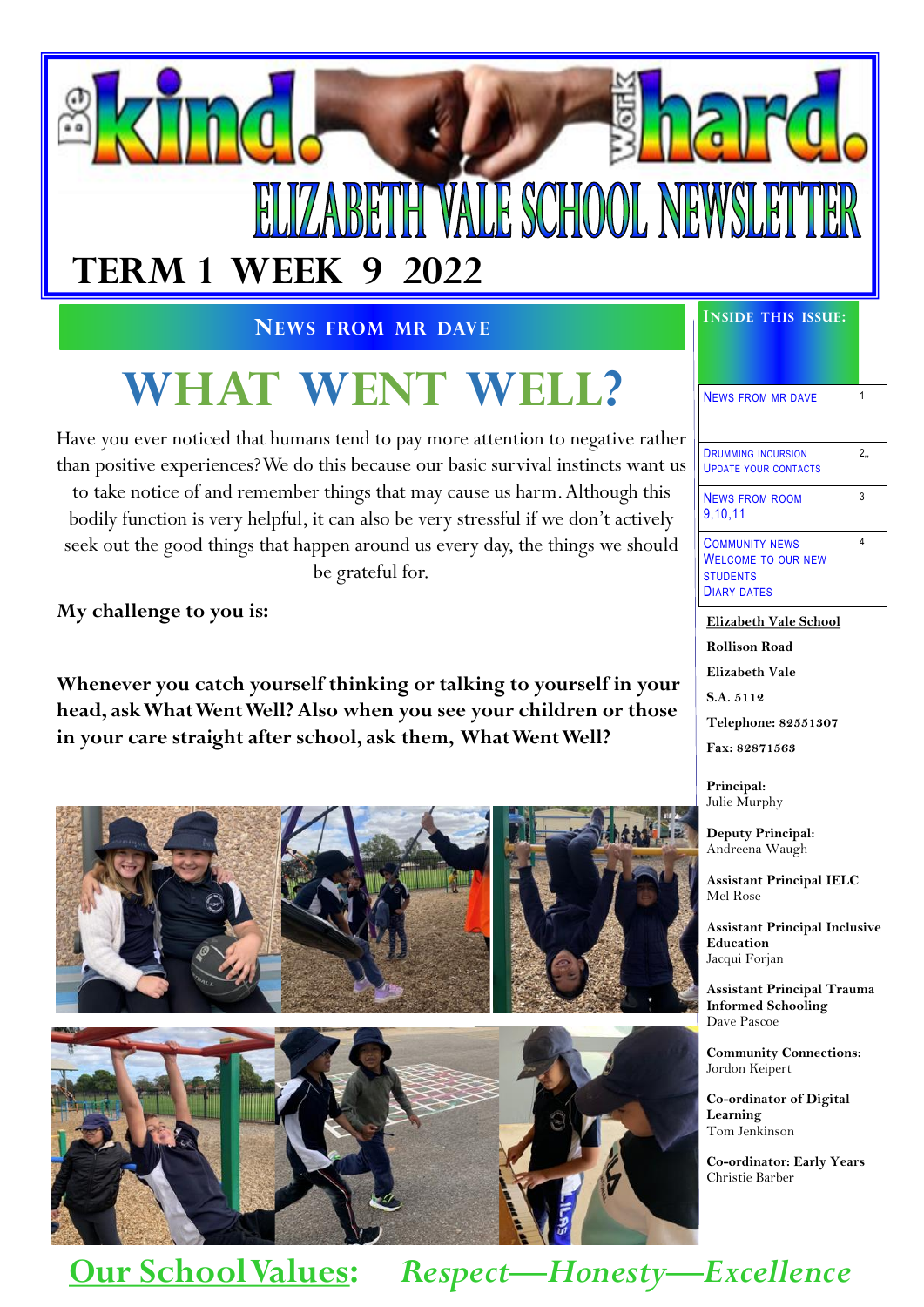# Be kind. Work hard.

# ELIZABETH VALE SCHOOL NEWSLETTER

## TERM 1 WEEK 9 2022

### NEWS FROM MR DAVE

# WHAT WENT WELL?

Have you ever noticed that humans tend to pay more attention to negative rather than positive experiences? We do this because our basic survival instincts want us to take notice of and remember things that may cause us harm. Although this bodily function is very helpful, it can also be very stressful if we don't actively seek out the good things that happen around us every day, the things we should be grateful for.

**My challenge to you is:**

**Whenever you catch yourself thinking or talking to yourself in your head, ask What Went Well? Also when you see your children or those in your care straight after school, ask them, What Went Well?**

**INSIDE THIS ISSUE:**

| | |
|---|---|
| NEWS FROM MR DAVE | 1 |
| DRUMMING INCURSION<br>UPDATE YOUR CONTACTS | 2,, |
| NEWS FROM ROOM 9,10,11 | 3 |
| COMMUNITY NEWS<br>WELCOME TO OUR NEW STUDENTS<br>DIARY DATES | 4 |

**Elizabeth Vale School**

**Rollison Road**

**Elizabeth Vale**

**S.A. 5112**

**Telephone: 82551307**

**Fax: 82871563**

**Principal:**
Julie Murphy

**Deputy Principal:**
Andreena Waugh

**Assistant Principal IELC**
Mel Rose

**Assistant Principal Inclusive Education**
Jacqui Forjan

**Assistant Principal Trauma Informed Schooling**
Dave Pascoe

**Community Connections:**
Jordon Keipert

**Co-ordinator of Digital Learning**
Tom Jenkinson

**Co-ordinator: Early Years**
Christie Barber

**Our School Values:** *Respect—Honesty—Excellence*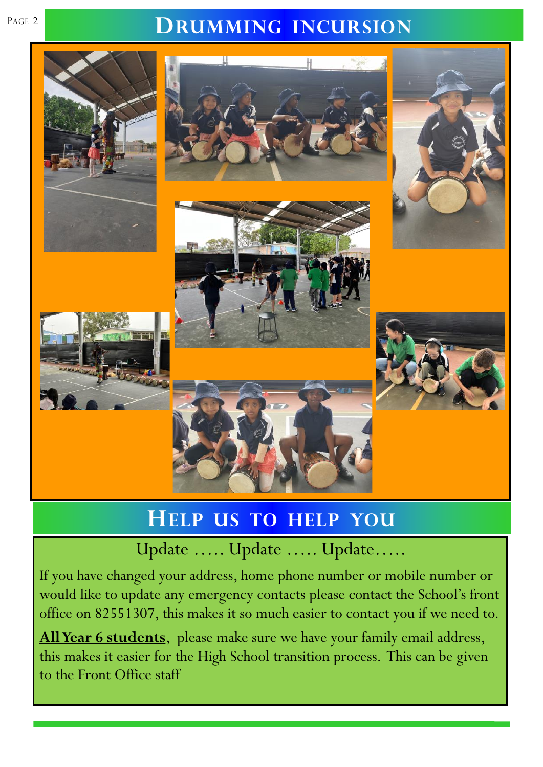## Drumming incursion

## Help us to help you

Update ….. Update ….. Update…..

If you have changed your address, home phone number or mobile number or would like to update any emergency contacts please contact the School's front office on 82551307, this makes it so much easier to contact you if we need to.

**All Year 6 students**, please make sure we have your family email address, this makes it easier for the High School transition process. This can be given to the Front Office staff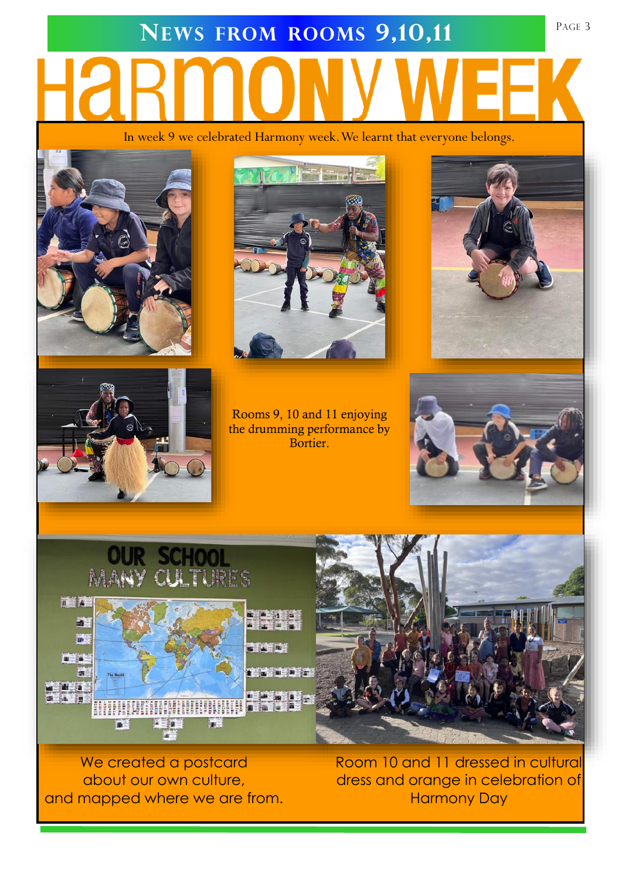# News from rooms 9,10,11

# Harmony Week

In week 9 we celebrated Harmony week. We learnt that everyone belongs.

Rooms 9, 10 and 11 enjoying the drumming performance by Bortier.

We created a postcard about our own culture, and mapped where we are from.

Room 10 and 11 dressed in cultural dress and orange in celebration of Harmony Day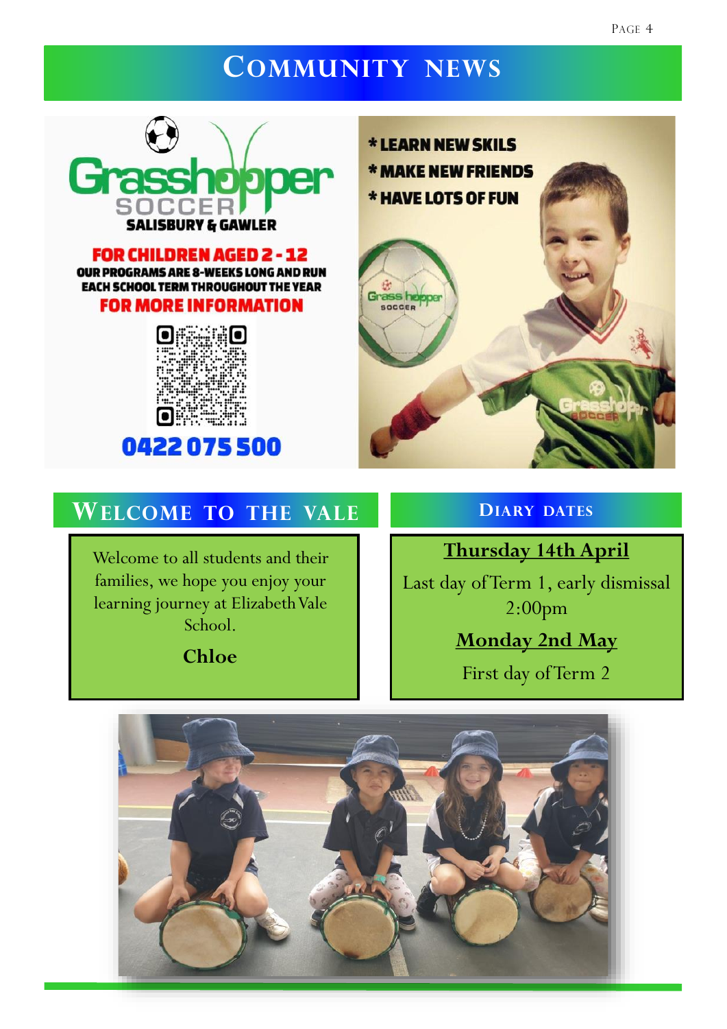# Community news

Grasshopper SOCCER

SALISBURY & GAWLER

FOR CHILDREN AGED 2 - 12

OUR PROGRAMS ARE 8-WEEKS LONG AND RUN EACH SCHOOL TERM THROUGHOUT THE YEAR

FOR MORE INFORMATION

0422 075 500

* LEARN NEW SKILS
* MAKE NEW FRIENDS
* HAVE LOTS OF FUN

## Welcome to the vale

Welcome to all students and their families, we hope you enjoy your learning journey at Elizabeth Vale School.

**Chloe**

## Diary dates

**Thursday 14th April**

Last day of Term 1, early dismissal 2:00pm

**Monday 2nd May**

First day of Term 2